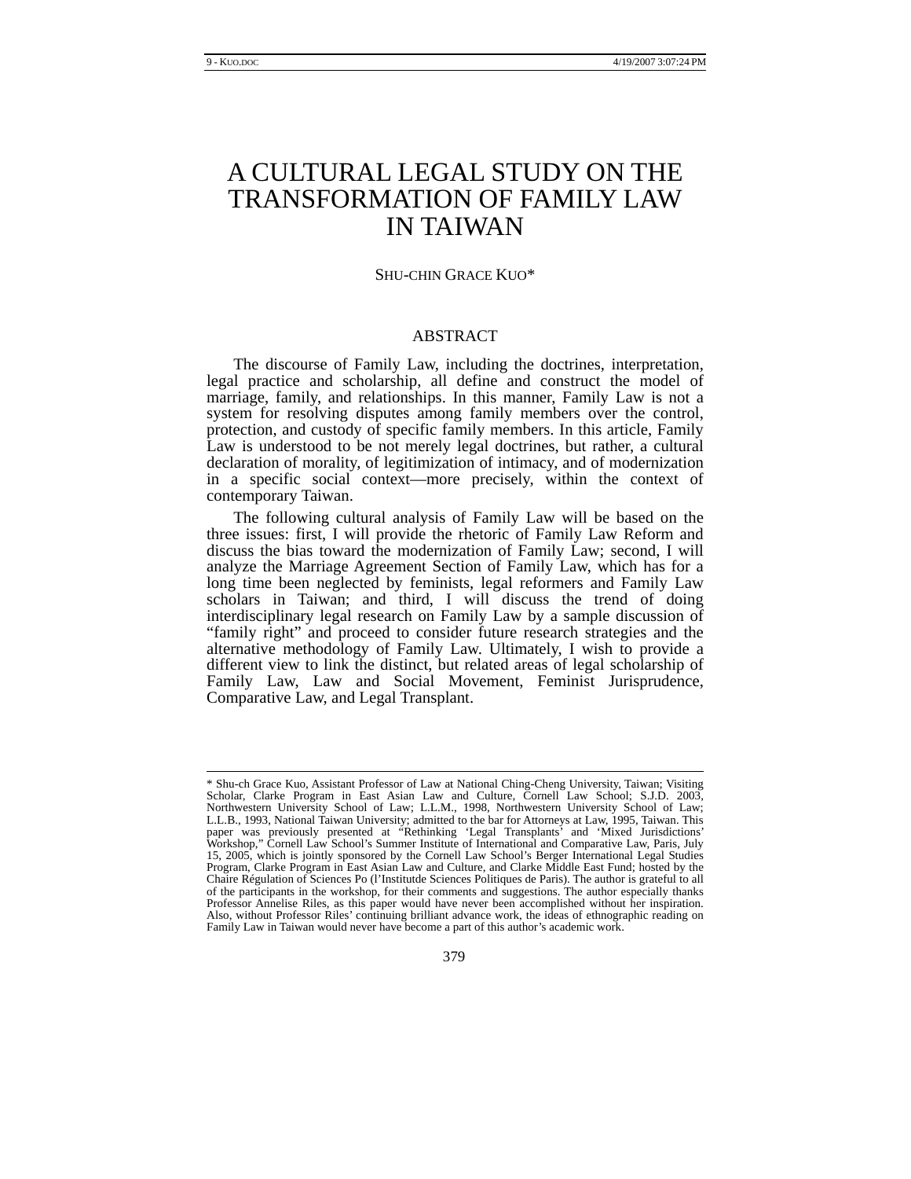# A CULTURAL LEGAL STUDY ON THE TRANSFORMATION OF FAMILY LAW IN TAIWAN

SHU-CHIN GRACE KUO*

## ABSTRACT

The discourse of Family Law, including the doctrines, interpretation, legal practice and scholarship, all define and construct the model of marriage, family, and relationships. In this manner, Family Law is not a system for resolving disputes among family members over the control, protection, and custody of specific family members. In this article, Family Law is understood to be not merely legal doctrines, but rather, a cultural declaration of morality, of legitimization of intimacy, and of modernization in a specific social context—more precisely, within the context of contemporary Taiwan.

The following cultural analysis of Family Law will be based on the three issues: first, I will provide the rhetoric of Family Law Reform and discuss the bias toward the modernization of Family Law; second, I will analyze the Marriage Agreement Section of Family Law, which has for a long time been neglected by feminists, legal reformers and Family Law scholars in Taiwan; and third, I will discuss the trend of doing interdisciplinary legal research on Family Law by a sample discussion of "family right" and proceed to consider future research strategies and the alternative methodology of Family Law. Ultimately, I wish to provide a different view to link the distinct, but related areas of legal scholarship of Family Law, Law and Social Movement, Feminist Jurisprudence, Comparative Law, and Legal Transplant.

---

\* Shu-ch Grace Kuo, Assistant Professor of Law at National Ching-Cheng University, Taiwan; Visiting Scholar, Clarke Program in East Asian Law and Culture, Cornell Law School; S.J.D. 2003, Northwestern University School of Law; L.L.M., 1998, Northwestern University School of Law; L.L.B., 1993, National Taiwan University; admitted to the bar for Attorneys at Law, 1995, Taiwan. This paper was previously presented at "Rethinking 'Legal Transplants' and 'Mixed Jurisdictions' Workshop," Cornell Law School's Summer Institute of International and Comparative Law, Paris, July 15, 2005, which is jointly sponsored by the Cornell Law School's Berger International Legal Studies Program, Clarke Program in East Asian Law and Culture, and Clarke Middle East Fund; hosted by the Chaire Régulation of Sciences Po (l'Institutde Sciences Politiques de Paris). The author is grateful to all of the participants in the workshop, for their comments and suggestions. The author especially thanks Professor Annelise Riles, as this paper would have never been accomplished without her inspiration. Also, without Professor Riles' continuing brilliant advance work, the ideas of ethnographic reading on Family Law in Taiwan would never have become a part of this author's academic work.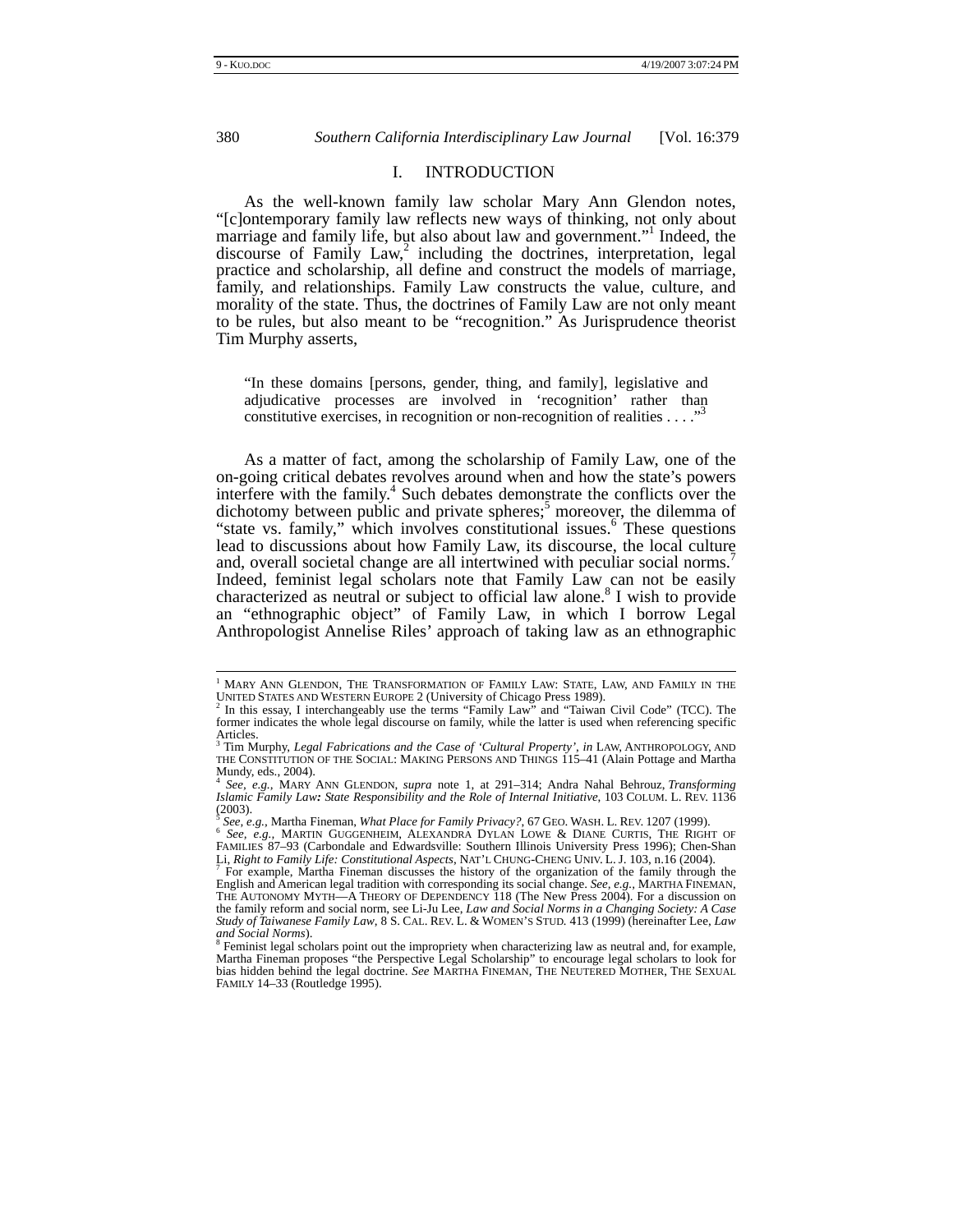## I. INTRODUCTION

As the well-known family law scholar Mary Ann Glendon notes, "[c]ontemporary family law reflects new ways of thinking, not only about marriage and family life, but also about law and government."[1] Indeed, the discourse of Family Law,[2] including the doctrines, interpretation, legal practice and scholarship, all define and construct the models of marriage, family, and relationships. Family Law constructs the value, culture, and morality of the state. Thus, the doctrines of Family Law are not only meant to be rules, but also meant to be "recognition." As Jurisprudence theorist Tim Murphy asserts,

> "In these domains [persons, gender, thing, and family], legislative and adjudicative processes are involved in 'recognition' rather than constitutive exercises, in recognition or non-recognition of realities . . . ."[3]

As a matter of fact, among the scholarship of Family Law, one of the on-going critical debates revolves around when and how the state's powers interfere with the family.[4] Such debates demonstrate the conflicts over the dichotomy between public and private spheres;[5] moreover, the dilemma of "state vs. family," which involves constitutional issues.[6] These questions lead to discussions about how Family Law, its discourse, the local culture and, overall societal change are all intertwined with peculiar social norms.[7] Indeed, feminist legal scholars note that Family Law can not be easily characterized as neutral or subject to official law alone.[8] I wish to provide an "ethnographic object" of Family Law, in which I borrow Legal Anthropologist Annelise Riles' approach of taking law as an ethnographic

---

[1] MARY ANN GLENDON, THE TRANSFORMATION OF FAMILY LAW: STATE, LAW, AND FAMILY IN THE UNITED STATES AND WESTERN EUROPE 2 (University of Chicago Press 1989).

[2] In this essay, I interchangeably use the terms "Family Law" and "Taiwan Civil Code" (TCC). The former indicates the whole legal discourse on family, while the latter is used when referencing specific Articles.

[3] Tim Murphy, *Legal Fabrications and the Case of 'Cultural Property'*, *in* LAW, ANTHROPOLOGY, AND THE CONSTITUTION OF THE SOCIAL: MAKING PERSONS AND THINGS 115–41 (Alain Pottage and Martha Mundy, eds., 2004).

[4] *See, e.g.*, MARY ANN GLENDON, *supra* note 1, at 291–314; Andra Nahal Behrouz, *Transforming Islamic Family Law: State Responsibility and the Role of Internal Initiative*, 103 COLUM. L. REV. 1136 (2003).

[5] *See, e.g.*, Martha Fineman, *What Place for Family Privacy?*, 67 GEO. WASH. L. REV. 1207 (1999).

[6] *See, e.g.*, MARTIN GUGGENHEIM, ALEXANDRA DYLAN LOWE & DIANE CURTIS, THE RIGHT OF FAMILIES 87–93 (Carbondale and Edwardsville: Southern Illinois University Press 1996); Chen-Shan Li, *Right to Family Life: Constitutional Aspects*, NAT'L CHUNG-CHENG UNIV. L. J. 103, n.16 (2004).

[7] For example, Martha Fineman discusses the history of the organization of the family through the English and American legal tradition with corresponding its social change. *See, e.g.*, MARTHA FINEMAN, THE AUTONOMY MYTH—A THEORY OF DEPENDENCY 118 (The New Press 2004). For a discussion on the family reform and social norm, see Li-Ju Lee, *Law and Social Norms in a Changing Society: A Case Study of Taiwanese Family Law*, 8 S. CAL. REV. L. & WOMEN'S STUD. 413 (1999) (hereinafter Lee, *Law and Social Norms*).

[8] Feminist legal scholars point out the impropriety when characterizing law as neutral and, for example, Martha Fineman proposes "the Perspective Legal Scholarship" to encourage legal scholars to look for bias hidden behind the legal doctrine. *See* MARTHA FINEMAN, THE NEUTERED MOTHER, THE SEXUAL FAMILY 14–33 (Routledge 1995).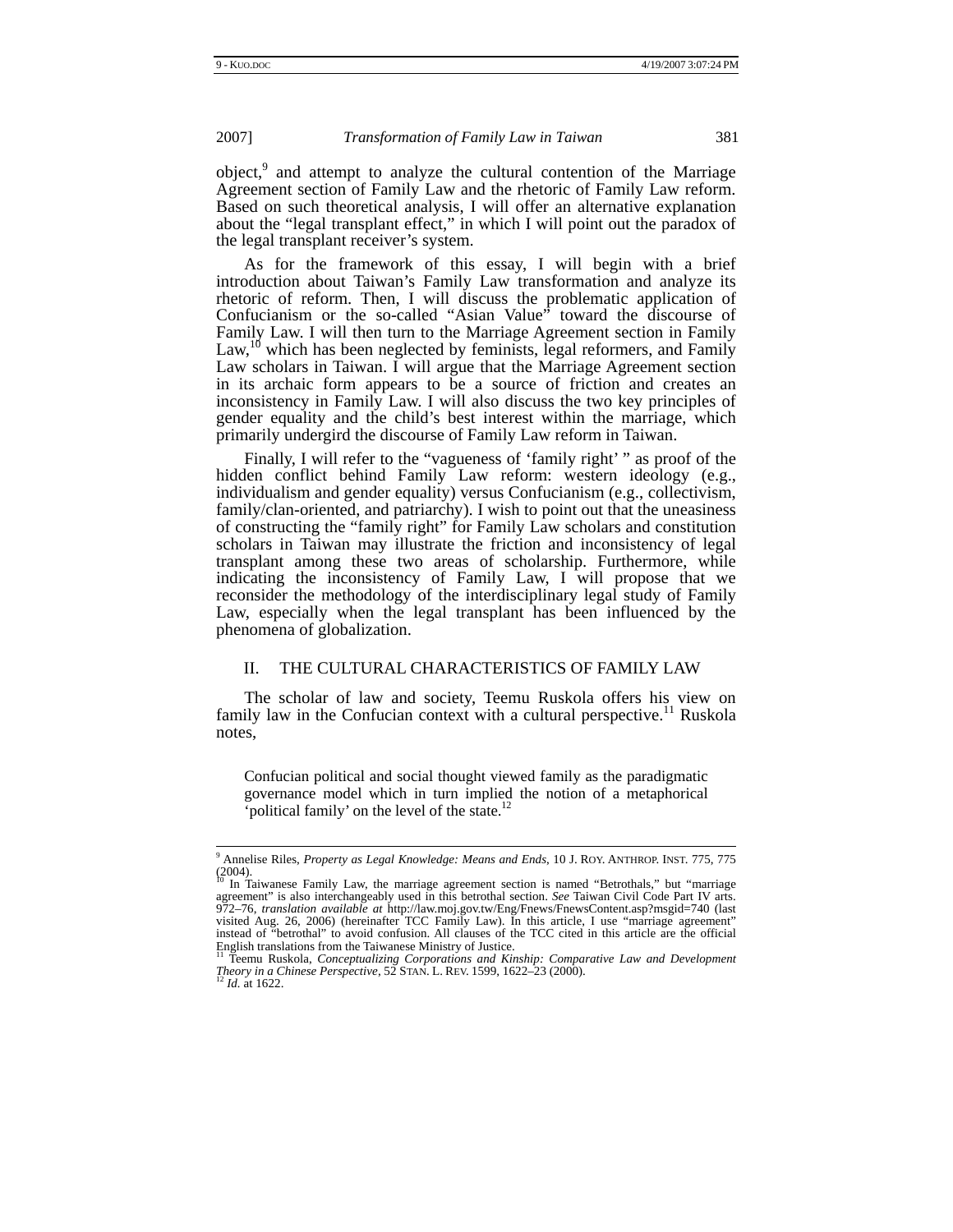object,[9] and attempt to analyze the cultural contention of the Marriage Agreement section of Family Law and the rhetoric of Family Law reform. Based on such theoretical analysis, I will offer an alternative explanation about the "legal transplant effect," in which I will point out the paradox of the legal transplant receiver's system.

As for the framework of this essay, I will begin with a brief introduction about Taiwan's Family Law transformation and analyze its rhetoric of reform. Then, I will discuss the problematic application of Confucianism or the so-called "Asian Value" toward the discourse of Family Law. I will then turn to the Marriage Agreement section in Family Law,[10] which has been neglected by feminists, legal reformers, and Family Law scholars in Taiwan. I will argue that the Marriage Agreement section in its archaic form appears to be a source of friction and creates an inconsistency in Family Law. I will also discuss the two key principles of gender equality and the child's best interest within the marriage, which primarily undergird the discourse of Family Law reform in Taiwan.

Finally, I will refer to the "vagueness of 'family right' " as proof of the hidden conflict behind Family Law reform: western ideology (e.g., individualism and gender equality) versus Confucianism (e.g., collectivism, family/clan-oriented, and patriarchy). I wish to point out that the uneasiness of constructing the "family right" for Family Law scholars and constitution scholars in Taiwan may illustrate the friction and inconsistency of legal transplant among these two areas of scholarship. Furthermore, while indicating the inconsistency of Family Law, I will propose that we reconsider the methodology of the interdisciplinary legal study of Family Law, especially when the legal transplant has been influenced by the phenomena of globalization.

## II. THE CULTURAL CHARACTERISTICS OF FAMILY LAW

The scholar of law and society, Teemu Ruskola offers his view on family law in the Confucian context with a cultural perspective.[11] Ruskola notes,

> Confucian political and social thought viewed family as the paradigmatic governance model which in turn implied the notion of a metaphorical 'political family' on the level of the state.[12]

---

[9] Annelise Riles, *Property as Legal Knowledge: Means and Ends*, 10 J. ROY. ANTHROP. INST. 775, 775 (2004).

[10] In Taiwanese Family Law, the marriage agreement section is named "Betrothals," but "marriage agreement" is also interchangeably used in this betrothal section. *See* Taiwan Civil Code Part IV arts. 972–76, *translation available at* http://law.moj.gov.tw/Eng/Fnews/FnewsContent.asp?msgid=740 (last visited Aug. 26, 2006) (hereinafter TCC Family Law). In this article, I use "marriage agreement" instead of "betrothal" to avoid confusion. All clauses of the TCC cited in this article are the official English translations from the Taiwanese Ministry of Justice.

[11] Teemu Ruskola, *Conceptualizing Corporations and Kinship: Comparative Law and Development Theory in a Chinese Perspective*, 52 STAN. L. REV. 1599, 1622–23 (2000).

[12] *Id.* at 1622.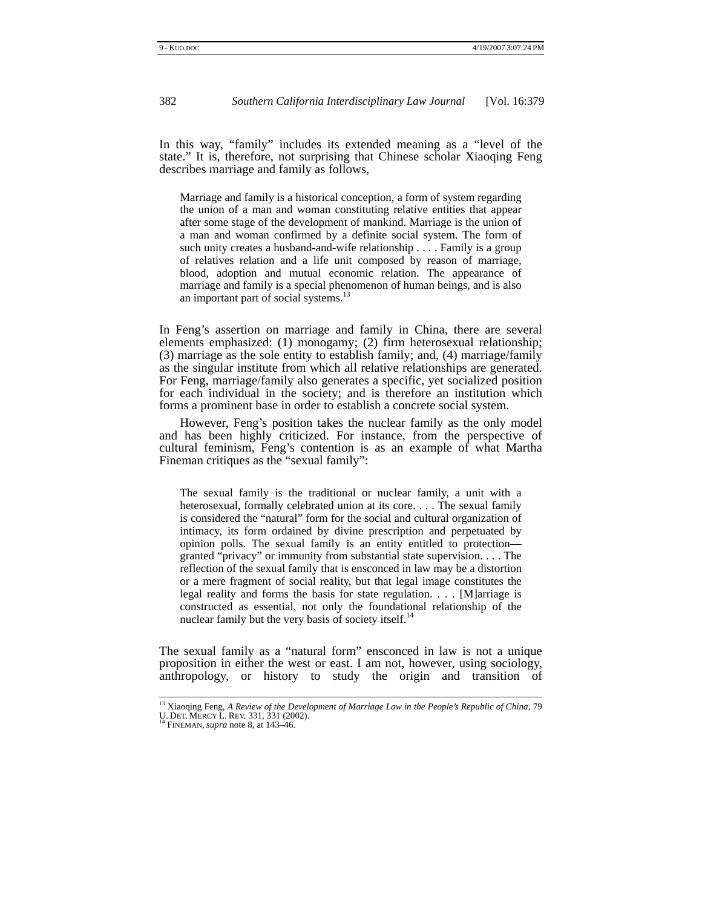In this way, "family" includes its extended meaning as a "level of the state." It is, therefore, not surprising that Chinese scholar Xiaoqing Feng describes marriage and family as follows,

> Marriage and family is a historical conception, a form of system regarding the union of a man and woman constituting relative entities that appear after some stage of the development of mankind. Marriage is the union of a man and woman confirmed by a definite social system. The form of such unity creates a husband-and-wife relationship . . . . Family is a group of relatives relation and a life unit composed by reason of marriage, blood, adoption and mutual economic relation. The appearance of marriage and family is a special phenomenon of human beings, and is also an important part of social systems.[13]

In Feng's assertion on marriage and family in China, there are several elements emphasized: (1) monogamy; (2) firm heterosexual relationship; (3) marriage as the sole entity to establish family; and, (4) marriage/family as the singular institute from which all relative relationships are generated. For Feng, marriage/family also generates a specific, yet socialized position for each individual in the society; and is therefore an institution which forms a prominent base in order to establish a concrete social system.

However, Feng's position takes the nuclear family as the only model and has been highly criticized. For instance, from the perspective of cultural feminism, Feng's contention is as an example of what Martha Fineman critiques as the "sexual family":

> The sexual family is the traditional or nuclear family, a unit with a heterosexual, formally celebrated union at its core. . . . The sexual family is considered the "natural" form for the social and cultural organization of intimacy, its form ordained by divine prescription and perpetuated by opinion polls. The sexual family is an entity entitled to protection—granted "privacy" or immunity from substantial state supervision. . . . The reflection of the sexual family that is ensconced in law may be a distortion or a mere fragment of social reality, but that legal image constitutes the legal reality and forms the basis for state regulation. . . . [M]arriage is constructed as essential, not only the foundational relationship of the nuclear family but the very basis of society itself.[14]

The sexual family as a "natural form" ensconced in law is not a unique proposition in either the west or east. I am not, however, using sociology, anthropology, or history to study the origin and transition of

---

[13] Xiaoqing Feng, *A Review of the Development of Marriage Law in the People's Republic of China*, 79 U. DET. MERCY L. REV. 331, 331 (2002).

[14] FINEMAN, *supra* note 8, at 143–46.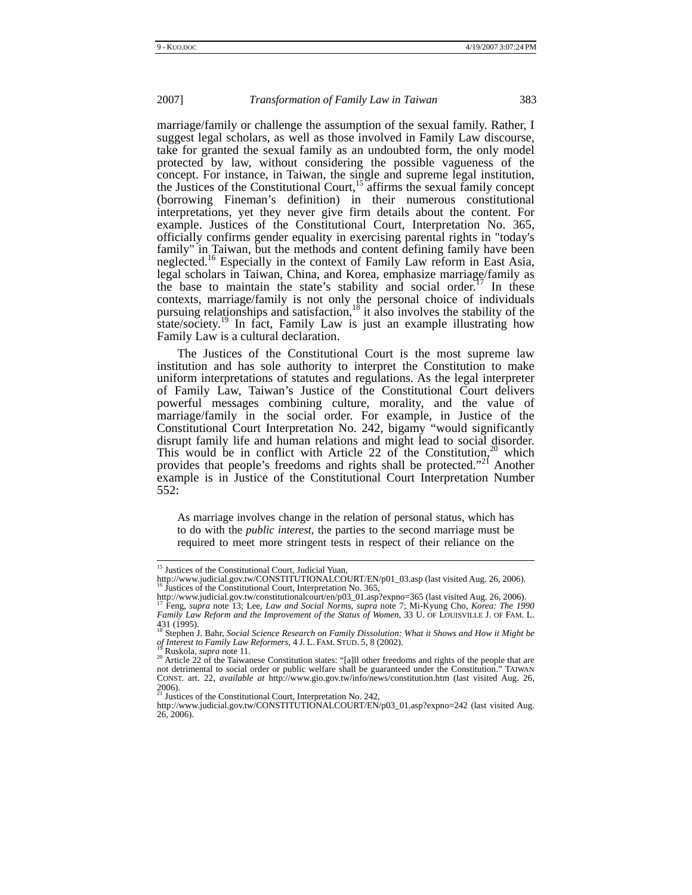marriage/family or challenge the assumption of the sexual family. Rather, I suggest legal scholars, as well as those involved in Family Law discourse, take for granted the sexual family as an undoubted form, the only model protected by law, without considering the possible vagueness of the concept. For instance, in Taiwan, the single and supreme legal institution, the Justices of the Constitutional Court,[15] affirms the sexual family concept (borrowing Fineman's definition) in their numerous constitutional interpretations, yet they never give firm details about the content. For example. Justices of the Constitutional Court, Interpretation No. 365, officially confirms gender equality in exercising parental rights in "today's family" in Taiwan, but the methods and content defining family have been neglected.[16] Especially in the context of Family Law reform in East Asia, legal scholars in Taiwan, China, and Korea, emphasize marriage/family as the base to maintain the state's stability and social order.[17] In these contexts, marriage/family is not only the personal choice of individuals pursuing relationships and satisfaction,[18] it also involves the stability of the state/society.[19] In fact, Family Law is just an example illustrating how Family Law is a cultural declaration.

The Justices of the Constitutional Court is the most supreme law institution and has sole authority to interpret the Constitution to make uniform interpretations of statutes and regulations. As the legal interpreter of Family Law, Taiwan's Justice of the Constitutional Court delivers powerful messages combining culture, morality, and the value of marriage/family in the social order. For example, in Justice of the Constitutional Court Interpretation No. 242, bigamy "would significantly disrupt family life and human relations and might lead to social disorder. This would be in conflict with Article 22 of the Constitution,[20] which provides that people's freedoms and rights shall be protected."[21] Another example is in Justice of the Constitutional Court Interpretation Number 552:

> As marriage involves change in the relation of personal status, which has to do with the *public interest*, the parties to the second marriage must be required to meet more stringent tests in respect of their reliance on the

---

[15] Justices of the Constitutional Court, Judicial Yuan, http://www.judicial.gov.tw/CONSTITUTIONALCOURT/EN/p01_03.asp (last visited Aug. 26, 2006).

[16] Justices of the Constitutional Court, Interpretation No. 365, http://www.judicial.gov.tw/constitutionalcourt/en/p03_01.asp?expno=365 (last visited Aug. 26, 2006).

[17] Feng, *supra* note 13; Lee, *Law and Social Norms*, *supra* note 7; Mi-Kyung Cho, *Korea: The 1990 Family Law Reform and the Improvement of the Status of Women*, 33 U. OF LOUISVILLE J. OF FAM. L. 431 (1995).

[18] Stephen J. Bahr, *Social Science Research on Family Dissolution: What it Shows and How it Might be of Interest to Family Law Reformers*, 4 J. L. FAM. STUD. 5, 8 (2002).

[19] Ruskola, *supra* note 11.

[20] Article 22 of the Taiwanese Constitution states: "[a]ll other freedoms and rights of the people that are not detrimental to social order or public welfare shall be guaranteed under the Constitution." TAIWAN CONST. art. 22, *available at* http://www.gio.gov.tw/info/news/constitution.htm (last visited Aug. 26, 2006).

[21] Justices of the Constitutional Court, Interpretation No. 242, http://www.judicial.gov.tw/CONSTITUTIONALCOURT/EN/p03_01.asp?expno=242 (last visited Aug. 26, 2006).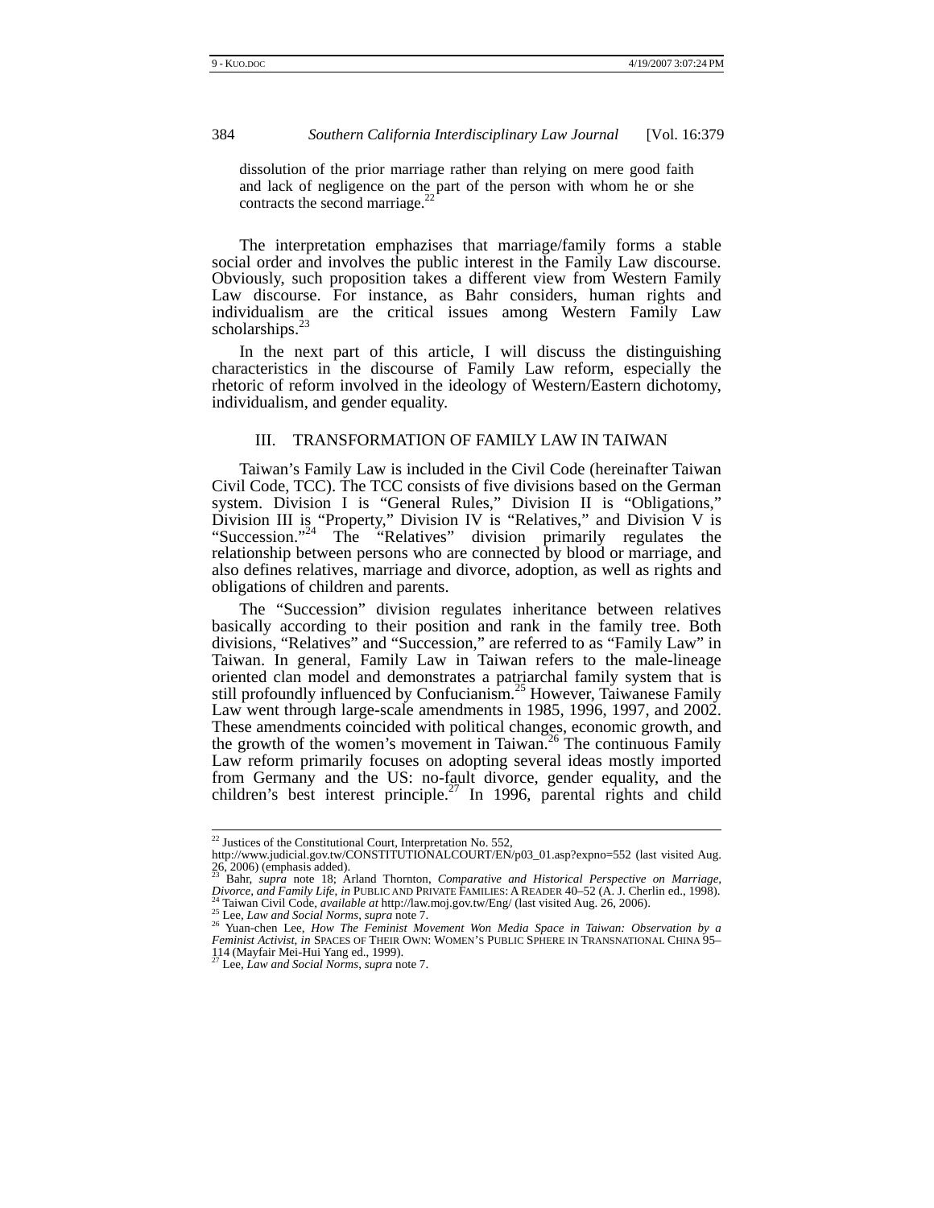dissolution of the prior marriage rather than relying on mere good faith and lack of negligence on the part of the person with whom he or she contracts the second marriage.[22]

The interpretation emphasizes that marriage/family forms a stable social order and involves the public interest in the Family Law discourse. Obviously, such proposition takes a different view from Western Family Law discourse. For instance, as Bahr considers, human rights and individualism are the critical issues among Western Family Law scholarships.[23]

In the next part of this article, I will discuss the distinguishing characteristics in the discourse of Family Law reform, especially the rhetoric of reform involved in the ideology of Western/Eastern dichotomy, individualism, and gender equality.

## III. TRANSFORMATION OF FAMILY LAW IN TAIWAN

Taiwan's Family Law is included in the Civil Code (hereinafter Taiwan Civil Code, TCC). The TCC consists of five divisions based on the German system. Division I is "General Rules," Division II is "Obligations," Division III is "Property," Division IV is "Relatives," and Division V is "Succession."[24] The "Relatives" division primarily regulates the relationship between persons who are connected by blood or marriage, and also defines relatives, marriage and divorce, adoption, as well as rights and obligations of children and parents.

The "Succession" division regulates inheritance between relatives basically according to their position and rank in the family tree. Both divisions, "Relatives" and "Succession," are referred to as "Family Law" in Taiwan. In general, Family Law in Taiwan refers to the male-lineage oriented clan model and demonstrates a patriarchal family system that is still profoundly influenced by Confucianism.[25] However, Taiwanese Family Law went through large-scale amendments in 1985, 1996, 1997, and 2002. These amendments coincided with political changes, economic growth, and the growth of the women's movement in Taiwan.[26] The continuous Family Law reform primarily focuses on adopting several ideas mostly imported from Germany and the US: no-fault divorce, gender equality, and the children's best interest principle.[27] In 1996, parental rights and child

---

[22] Justices of the Constitutional Court, Interpretation No. 552, http://www.judicial.gov.tw/CONSTITUTIONALCOURT/EN/p03_01.asp?expno=552 (last visited Aug. 26, 2006) (emphasis added).

[23] Bahr, *supra* note 18; Arland Thornton, *Comparative and Historical Perspective on Marriage, Divorce, and Family Life*, *in* PUBLIC AND PRIVATE FAMILIES: A READER 40–52 (A. J. Cherlin ed., 1998).

[24] Taiwan Civil Code, *available at* http://law.moj.gov.tw/Eng/ (last visited Aug. 26, 2006).

[25] Lee, *Law and Social Norms*, *supra* note 7.

[26] Yuan-chen Lee, *How The Feminist Movement Won Media Space in Taiwan: Observation by a Feminist Activist*, *in* SPACES OF THEIR OWN: WOMEN'S PUBLIC SPHERE IN TRANSNATIONAL CHINA 95–114 (Mayfair Mei-Hui Yang ed., 1999).

[27] Lee, *Law and Social Norms*, *supra* note 7.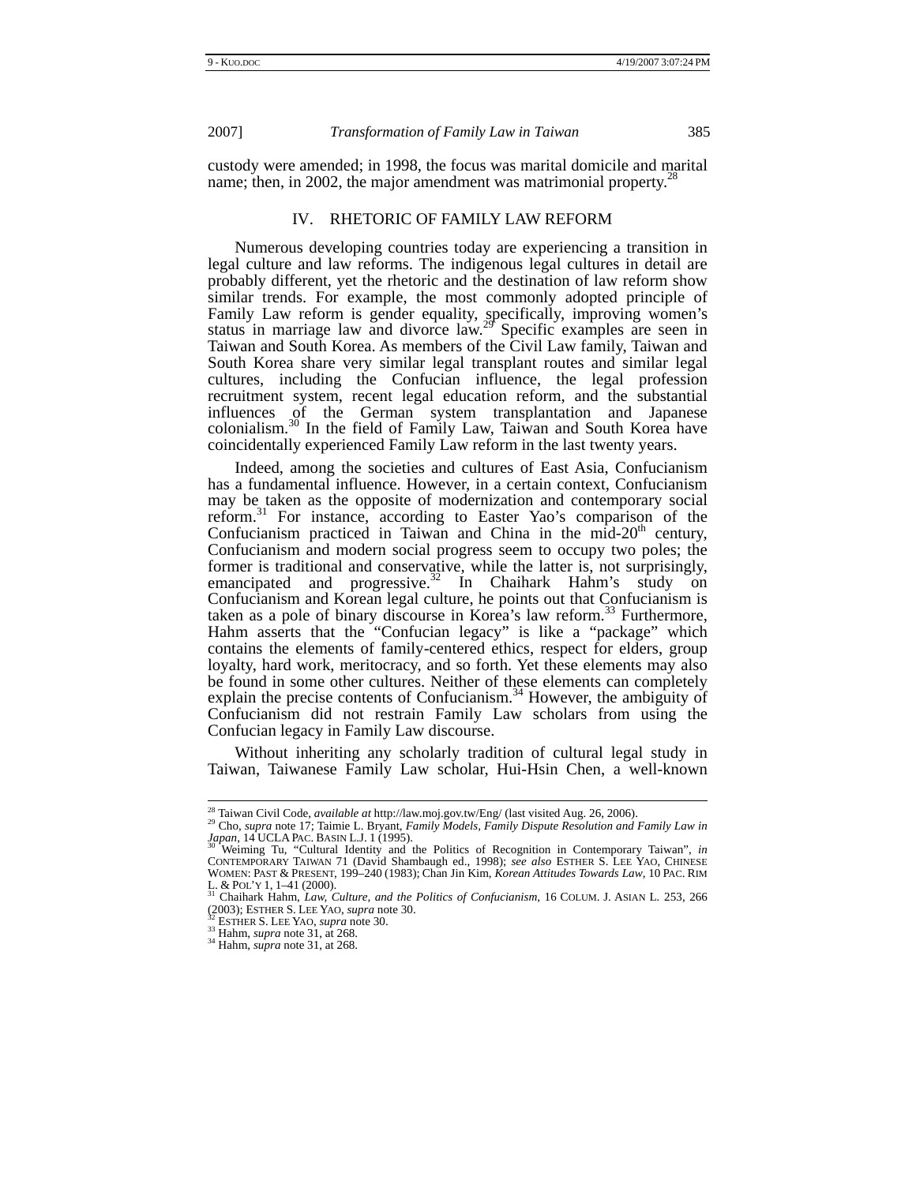custody were amended; in 1998, the focus was marital domicile and marital name; then, in 2002, the major amendment was matrimonial property.[28]

## IV. RHETORIC OF FAMILY LAW REFORM

Numerous developing countries today are experiencing a transition in legal culture and law reforms. The indigenous legal cultures in detail are probably different, yet the rhetoric and the destination of law reform show similar trends. For example, the most commonly adopted principle of Family Law reform is gender equality, specifically, improving women's status in marriage law and divorce law.[29] Specific examples are seen in Taiwan and South Korea. As members of the Civil Law family, Taiwan and South Korea share very similar legal transplant routes and similar legal cultures, including the Confucian influence, the legal profession recruitment system, recent legal education reform, and the substantial influences of the German system transplantation and Japanese colonialism.[30] In the field of Family Law, Taiwan and South Korea have coincidentally experienced Family Law reform in the last twenty years.

Indeed, among the societies and cultures of East Asia, Confucianism has a fundamental influence. However, in a certain context, Confucianism may be taken as the opposite of modernization and contemporary social reform.[31] For instance, according to Easter Yao's comparison of the Confucianism practiced in Taiwan and China in the mid-20th century, Confucianism and modern social progress seem to occupy two poles; the former is traditional and conservative, while the latter is, not surprisingly, emancipated and progressive.[32] In Chaihark Hahm's study on Confucianism and Korean legal culture, he points out that Confucianism is taken as a pole of binary discourse in Korea's law reform.[33] Furthermore, Hahm asserts that the "Confucian legacy" is like a "package" which contains the elements of family-centered ethics, respect for elders, group loyalty, hard work, meritocracy, and so forth. Yet these elements may also be found in some other cultures. Neither of these elements can completely explain the precise contents of Confucianism.[34] However, the ambiguity of Confucianism did not restrain Family Law scholars from using the Confucian legacy in Family Law discourse.

Without inheriting any scholarly tradition of cultural legal study in Taiwan, Taiwanese Family Law scholar, Hui-Hsin Chen, a well-known

---

[28] Taiwan Civil Code, *available at* http://law.moj.gov.tw/Eng/ (last visited Aug. 26, 2006).

[29] Cho, *supra* note 17; Taimie L. Bryant, *Family Models, Family Dispute Resolution and Family Law in Japan*, 14 UCLA PAC. BASIN L.J. 1 (1995).

[30] Weiming Tu, "Cultural Identity and the Politics of Recognition in Contemporary Taiwan", *in* CONTEMPORARY TAIWAN 71 (David Shambaugh ed., 1998); *see also* ESTHER S. LEE YAO, CHINESE WOMEN: PAST & PRESENT, 199–240 (1983); Chan Jin Kim, *Korean Attitudes Towards Law*, 10 PAC. RIM L. & POL'Y 1, 1–41 (2000).

[31] Chaihark Hahm, *Law, Culture, and the Politics of Confucianism*, 16 COLUM. J. ASIAN L. 253, 266 (2003); ESTHER S. LEE YAO, *supra* note 30.

[32] ESTHER S. LEE YAO, *supra* note 30.

[33] Hahm, *supra* note 31, at 268.

[34] Hahm, *supra* note 31, at 268.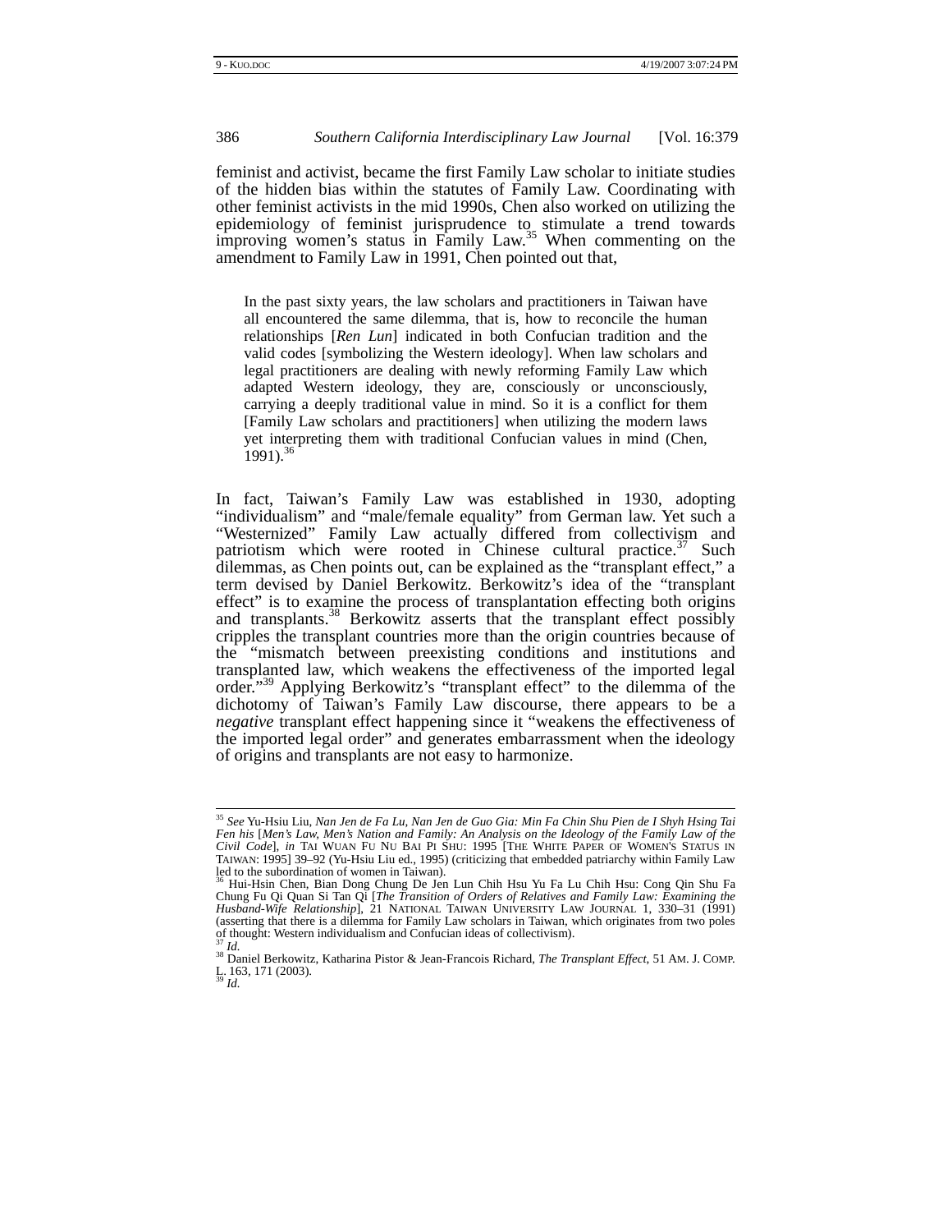feminist and activist, became the first Family Law scholar to initiate studies of the hidden bias within the statutes of Family Law. Coordinating with other feminist activists in the mid 1990s, Chen also worked on utilizing the epidemiology of feminist jurisprudence to stimulate a trend towards improving women's status in Family Law.[35] When commenting on the amendment to Family Law in 1991, Chen pointed out that,

> In the past sixty years, the law scholars and practitioners in Taiwan have all encountered the same dilemma, that is, how to reconcile the human relationships [*Ren Lun*] indicated in both Confucian tradition and the valid codes [symbolizing the Western ideology]. When law scholars and legal practitioners are dealing with newly reforming Family Law which adapted Western ideology, they are, consciously or unconsciously, carrying a deeply traditional value in mind. So it is a conflict for them [Family Law scholars and practitioners] when utilizing the modern laws yet interpreting them with traditional Confucian values in mind (Chen, 1991).[36]

In fact, Taiwan's Family Law was established in 1930, adopting "individualism" and "male/female equality" from German law. Yet such a "Westernized" Family Law actually differed from collectivism and patriotism which were rooted in Chinese cultural practice.[37] Such dilemmas, as Chen points out, can be explained as the "transplant effect," a term devised by Daniel Berkowitz. Berkowitz's idea of the "transplant effect" is to examine the process of transplantation effecting both origins and transplants.[38] Berkowitz asserts that the transplant effect possibly cripples the transplant countries more than the origin countries because of the "mismatch between preexisting conditions and institutions and transplanted law, which weakens the effectiveness of the imported legal order."[39] Applying Berkowitz's "transplant effect" to the dilemma of the dichotomy of Taiwan's Family Law discourse, there appears to be a *negative* transplant effect happening since it "weakens the effectiveness of the imported legal order" and generates embarrassment when the ideology of origins and transplants are not easy to harmonize.

---

[35] *See* Yu-Hsiu Liu, *Nan Jen de Fa Lu, Nan Jen de Guo Gia: Min Fa Chin Shu Pien de I Shyh Hsing Tai Fen his* [*Men's Law, Men's Nation and Family: An Analysis on the Ideology of the Family Law of the Civil Code*], *in* TAI WUAN FU NU BAI PI SHU: 1995 [THE WHITE PAPER OF WOMEN'S STATUS IN TAIWAN: 1995] 39–92 (Yu-Hsiu Liu ed., 1995) (criticizing that embedded patriarchy within Family Law led to the subordination of women in Taiwan).

[36] Hui-Hsin Chen, Bian Dong Chung De Jen Lun Chih Hsu Yu Fa Lu Chih Hsu: Cong Qin Shu Fa Chung Fu Qi Quan Si Tan Qi [*The Transition of Orders of Relatives and Family Law: Examining the Husband-Wife Relationship*], 21 NATIONAL TAIWAN UNIVERSITY LAW JOURNAL 1, 330–31 (1991) (asserting that there is a dilemma for Family Law scholars in Taiwan, which originates from two poles of thought: Western individualism and Confucian ideas of collectivism).

[37] *Id.*

[38] Daniel Berkowitz, Katharina Pistor & Jean-Francois Richard, *The Transplant Effect*, 51 AM. J. COMP. L. 163, 171 (2003).

[39] *Id.*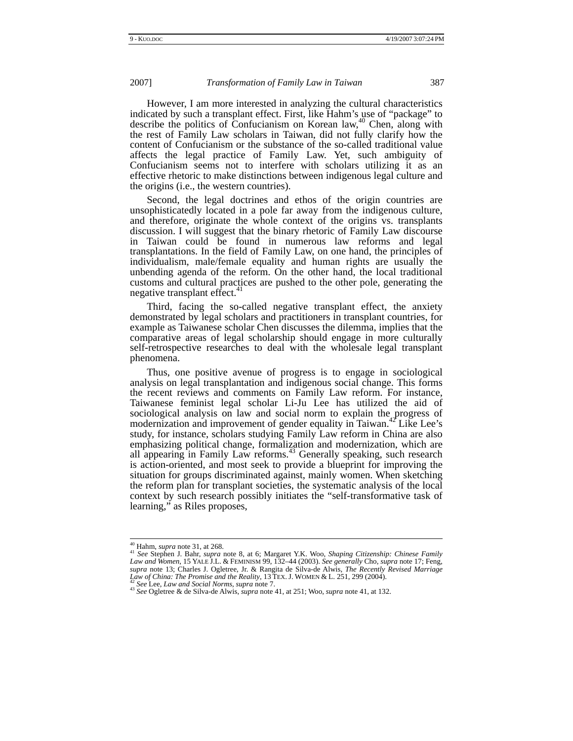However, I am more interested in analyzing the cultural characteristics indicated by such a transplant effect. First, like Hahm's use of "package" to describe the politics of Confucianism on Korean law,[40] Chen, along with the rest of Family Law scholars in Taiwan, did not fully clarify how the content of Confucianism or the substance of the so-called traditional value affects the legal practice of Family Law. Yet, such ambiguity of Confucianism seems not to interfere with scholars utilizing it as an effective rhetoric to make distinctions between indigenous legal culture and the origins (i.e., the western countries).

Second, the legal doctrines and ethos of the origin countries are unsophisticatedly located in a pole far away from the indigenous culture, and therefore, originate the whole context of the origins vs. transplants discussion. I will suggest that the binary rhetoric of Family Law discourse in Taiwan could be found in numerous law reforms and legal transplantations. In the field of Family Law, on one hand, the principles of individualism, male/female equality and human rights are usually the unbending agenda of the reform. On the other hand, the local traditional customs and cultural practices are pushed to the other pole, generating the negative transplant effect.[41]

Third, facing the so-called negative transplant effect, the anxiety demonstrated by legal scholars and practitioners in transplant countries, for example as Taiwanese scholar Chen discusses the dilemma, implies that the comparative areas of legal scholarship should engage in more culturally self-retrospective researches to deal with the wholesale legal transplant phenomena.

Thus, one positive avenue of progress is to engage in sociological analysis on legal transplantation and indigenous social change. This forms the recent reviews and comments on Family Law reform. For instance, Taiwanese feminist legal scholar Li-Ju Lee has utilized the aid of sociological analysis on law and social norm to explain the progress of modernization and improvement of gender equality in Taiwan.[42] Like Lee's study, for instance, scholars studying Family Law reform in China are also emphasizing political change, formalization and modernization, which are all appearing in Family Law reforms.[43] Generally speaking, such research is action-oriented, and most seek to provide a blueprint for improving the situation for groups discriminated against, mainly women. When sketching the reform plan for transplant societies, the systematic analysis of the local context by such research possibly initiates the "self-transformative task of learning," as Riles proposes,

---

[40] Hahm, *supra* note 31, at 268.

[41] *See* Stephen J. Bahr, *supra* note 8, at 6; Margaret Y.K. Woo, *Shaping Citizenship: Chinese Family Law and Women*, 15 YALE J.L. & FEMINISM 99, 132–44 (2003). *See generally* Cho, *supra* note 17; Feng, *supra* note 13; Charles J. Ogletree, Jr. & Rangita de Silva-de Alwis, *The Recently Revised Marriage Law of China: The Promise and the Reality*, 13 TEX. J. WOMEN & L. 251, 299 (2004).

[42] *See* Lee, *Law and Social Norms*, *supra* note 7.

[43] *See* Ogletree & de Silva-de Alwis, *supra* note 41, at 251; Woo, *supra* note 41, at 132.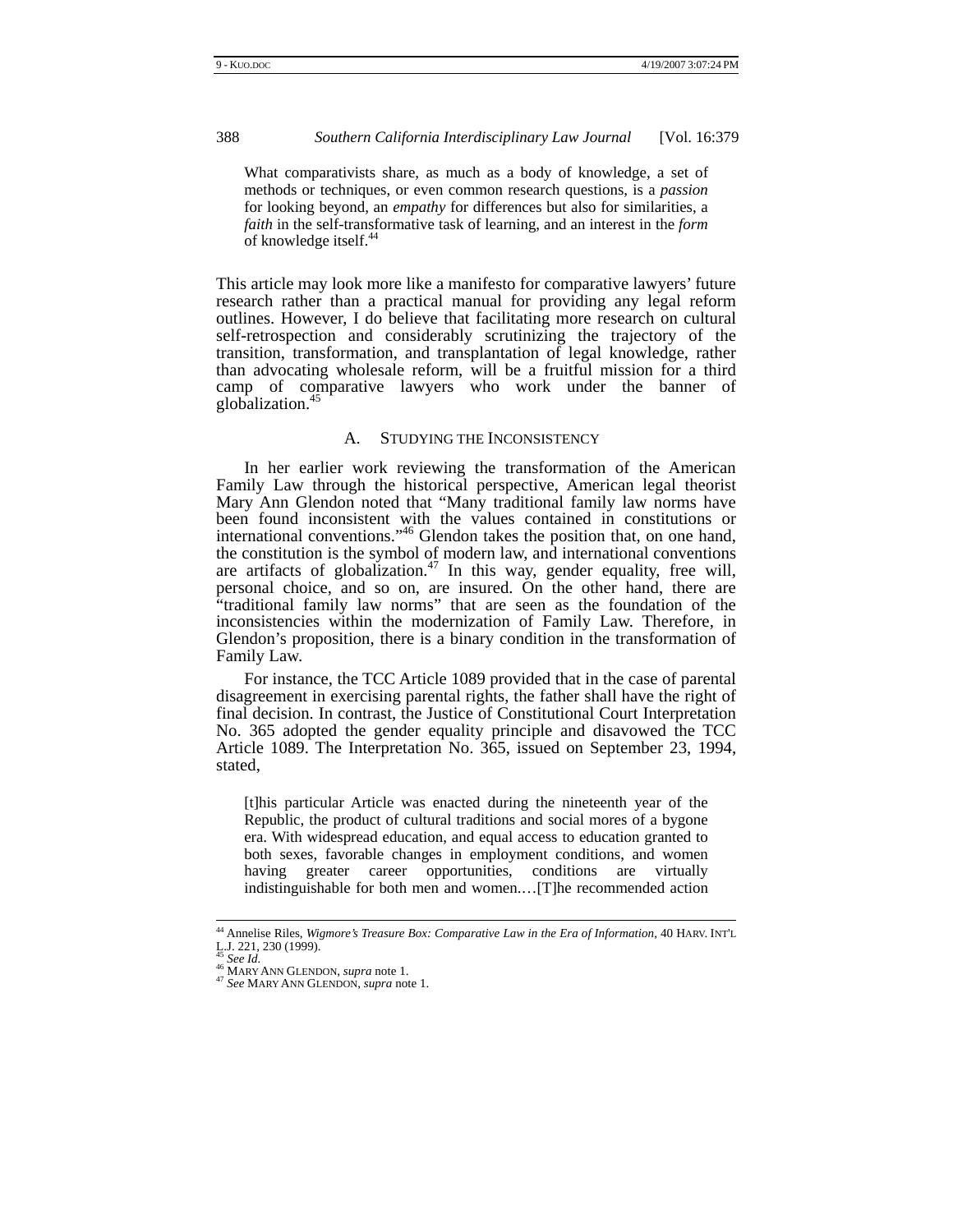> What comparativists share, as much as a body of knowledge, a set of methods or techniques, or even common research questions, is a *passion* for looking beyond, an *empathy* for differences but also for similarities, a *faith* in the self-transformative task of learning, and an interest in the *form* of knowledge itself.[44]

This article may look more like a manifesto for comparative lawyers' future research rather than a practical manual for providing any legal reform outlines. However, I do believe that facilitating more research on cultural self-retrospection and considerably scrutinizing the trajectory of the transition, transformation, and transplantation of legal knowledge, rather than advocating wholesale reform, will be a fruitful mission for a third camp of comparative lawyers who work under the banner of globalization.[45]

### A. STUDYING THE INCONSISTENCY

In her earlier work reviewing the transformation of the American Family Law through the historical perspective, American legal theorist Mary Ann Glendon noted that "Many traditional family law norms have been found inconsistent with the values contained in constitutions or international conventions."[46] Glendon takes the position that, on one hand, the constitution is the symbol of modern law, and international conventions are artifacts of globalization.[47] In this way, gender equality, free will, personal choice, and so on, are insured. On the other hand, there are "traditional family law norms" that are seen as the foundation of the inconsistencies within the modernization of Family Law. Therefore, in Glendon's proposition, there is a binary condition in the transformation of Family Law.

For instance, the TCC Article 1089 provided that in the case of parental disagreement in exercising parental rights, the father shall have the right of final decision. In contrast, the Justice of Constitutional Court Interpretation No. 365 adopted the gender equality principle and disavowed the TCC Article 1089. The Interpretation No. 365, issued on September 23, 1994, stated,

> [t]his particular Article was enacted during the nineteenth year of the Republic, the product of cultural traditions and social mores of a bygone era. With widespread education, and equal access to education granted to both sexes, favorable changes in employment conditions, and women having greater career opportunities, conditions are virtually indistinguishable for both men and women.…[T]he recommended action

---

[44] Annelise Riles, *Wigmore's Treasure Box: Comparative Law in the Era of Information*, 40 HARV. INT'L L.J. 221, 230 (1999).

[45] *See Id.*

[46] MARY ANN GLENDON, *supra* note 1.

[47] *See* MARY ANN GLENDON, *supra* note 1.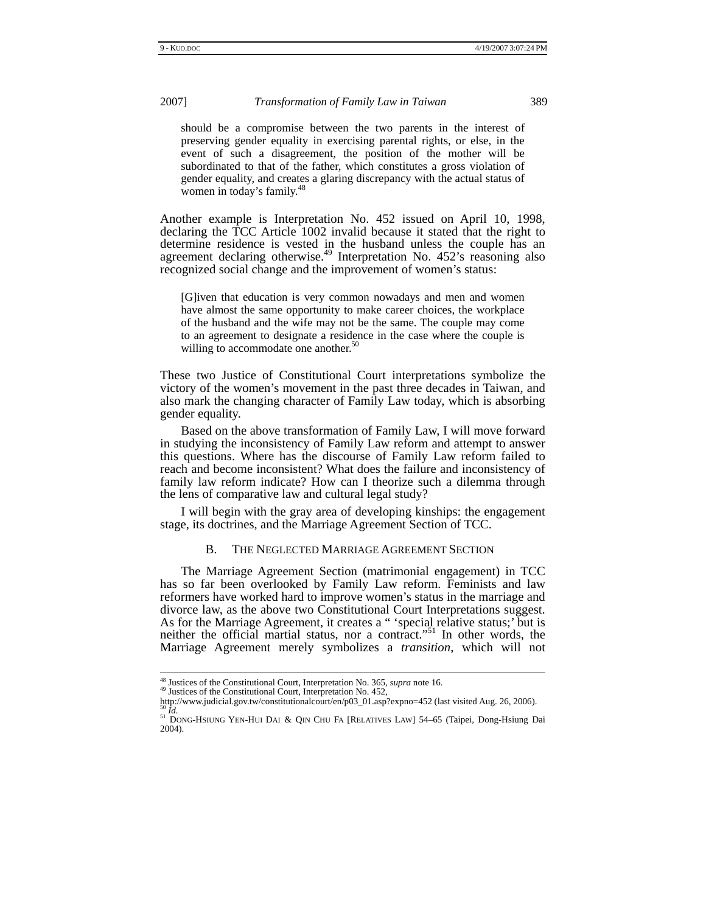> should be a compromise between the two parents in the interest of preserving gender equality in exercising parental rights, or else, in the event of such a disagreement, the position of the mother will be subordinated to that of the father, which constitutes a gross violation of gender equality, and creates a glaring discrepancy with the actual status of women in today's family.[48]

Another example is Interpretation No. 452 issued on April 10, 1998, declaring the TCC Article 1002 invalid because it stated that the right to determine residence is vested in the husband unless the couple has an agreement declaring otherwise.[49] Interpretation No. 452's reasoning also recognized social change and the improvement of women's status:

> [G]iven that education is very common nowadays and men and women have almost the same opportunity to make career choices, the workplace of the husband and the wife may not be the same. The couple may come to an agreement to designate a residence in the case where the couple is willing to accommodate one another.[50]

These two Justice of Constitutional Court interpretations symbolize the victory of the women's movement in the past three decades in Taiwan, and also mark the changing character of Family Law today, which is absorbing gender equality.

Based on the above transformation of Family Law, I will move forward in studying the inconsistency of Family Law reform and attempt to answer this questions. Where has the discourse of Family Law reform failed to reach and become inconsistent? What does the failure and inconsistency of family law reform indicate? How can I theorize such a dilemma through the lens of comparative law and cultural legal study?

I will begin with the gray area of developing kinships: the engagement stage, its doctrines, and the Marriage Agreement Section of TCC.

### B. The Neglected Marriage Agreement Section

The Marriage Agreement Section (matrimonial engagement) in TCC has so far been overlooked by Family Law reform. Feminists and law reformers have worked hard to improve women's status in the marriage and divorce law, as the above two Constitutional Court Interpretations suggest. As for the Marriage Agreement, it creates a " 'special relative status;' but is neither the official martial status, nor a contract."[51] In other words, the Marriage Agreement merely symbolizes a *transition*, which will not

---

[48] Justices of the Constitutional Court, Interpretation No. 365, *supra* note 16.

[49] Justices of the Constitutional Court, Interpretation No. 452, http://www.judicial.gov.tw/constitutionalcourt/en/p03_01.asp?expno=452 (last visited Aug. 26, 2006).

[50] *Id.*

[51] Dong-Hsiung Yen-Hui Dai & Qin Chu Fa [Relatives Law] 54–65 (Taipei, Dong-Hsiung Dai 2004).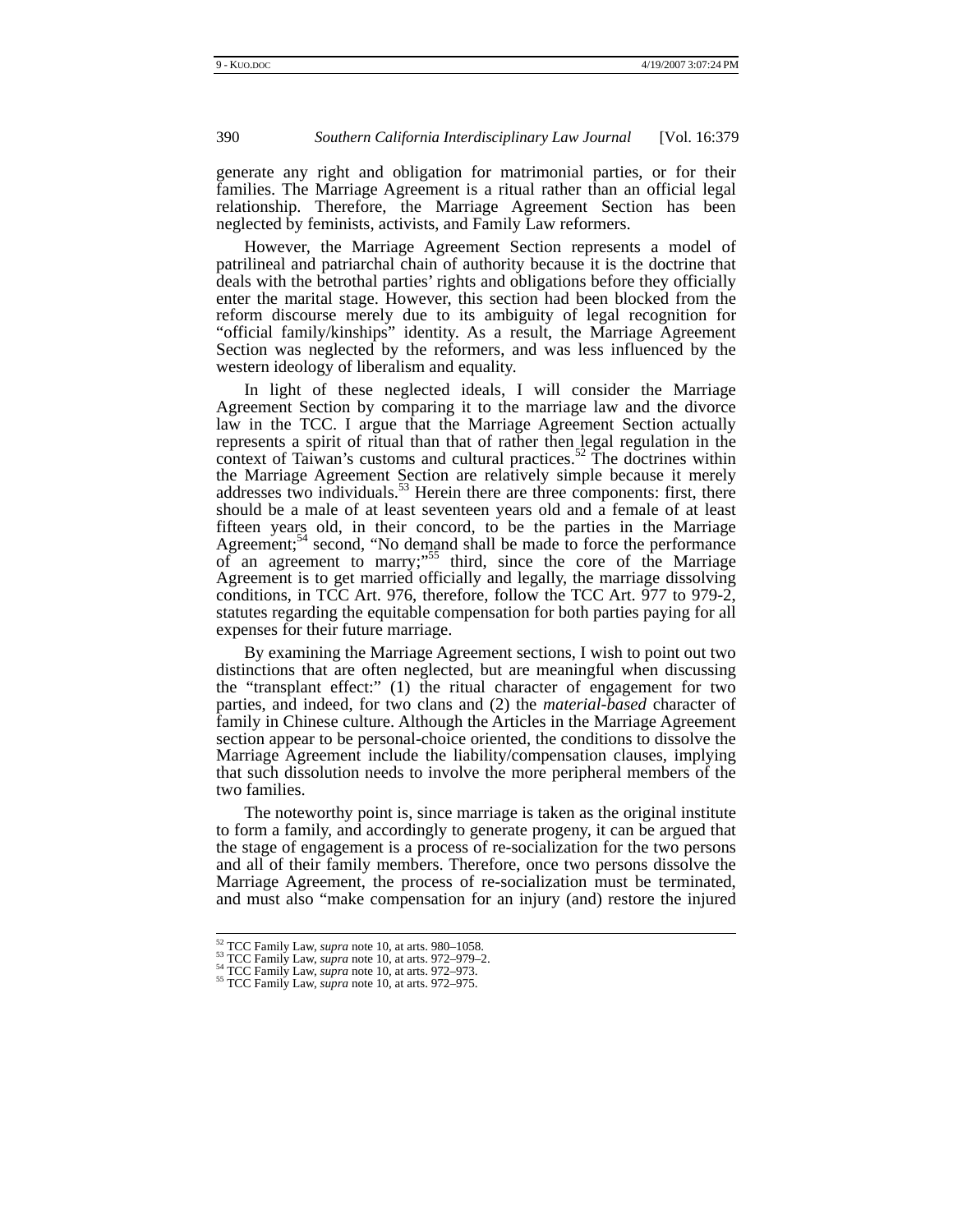generate any right and obligation for matrimonial parties, or for their families. The Marriage Agreement is a ritual rather than an official legal relationship. Therefore, the Marriage Agreement Section has been neglected by feminists, activists, and Family Law reformers.

However, the Marriage Agreement Section represents a model of patrilineal and patriarchal chain of authority because it is the doctrine that deals with the betrothal parties' rights and obligations before they officially enter the marital stage. However, this section had been blocked from the reform discourse merely due to its ambiguity of legal recognition for "official family/kinships" identity. As a result, the Marriage Agreement Section was neglected by the reformers, and was less influenced by the western ideology of liberalism and equality.

In light of these neglected ideals, I will consider the Marriage Agreement Section by comparing it to the marriage law and the divorce law in the TCC. I argue that the Marriage Agreement Section actually represents a spirit of ritual than that of rather then legal regulation in the context of Taiwan's customs and cultural practices.[52] The doctrines within the Marriage Agreement Section are relatively simple because it merely addresses two individuals.[53] Herein there are three components: first, there should be a male of at least seventeen years old and a female of at least fifteen years old, in their concord, to be the parties in the Marriage Agreement;[54] second, "No demand shall be made to force the performance of an agreement to marry;"[55] third, since the core of the Marriage Agreement is to get married officially and legally, the marriage dissolving conditions, in TCC Art. 976, therefore, follow the TCC Art. 977 to 979-2, statutes regarding the equitable compensation for both parties paying for all expenses for their future marriage.

By examining the Marriage Agreement sections, I wish to point out two distinctions that are often neglected, but are meaningful when discussing the "transplant effect:" (1) the ritual character of engagement for two parties, and indeed, for two clans and (2) the *material-based* character of family in Chinese culture. Although the Articles in the Marriage Agreement section appear to be personal-choice oriented, the conditions to dissolve the Marriage Agreement include the liability/compensation clauses, implying that such dissolution needs to involve the more peripheral members of the two families.

The noteworthy point is, since marriage is taken as the original institute to form a family, and accordingly to generate progeny, it can be argued that the stage of engagement is a process of re-socialization for the two persons and all of their family members. Therefore, once two persons dissolve the Marriage Agreement, the process of re-socialization must be terminated, and must also "make compensation for an injury (and) restore the injured

---

[52] TCC Family Law, *supra* note 10, at arts. 980–1058.
[53] TCC Family Law, *supra* note 10, at arts. 972–979–2.
[54] TCC Family Law, *supra* note 10, at arts. 972–973.
[55] TCC Family Law, *supra* note 10, at arts. 972–975.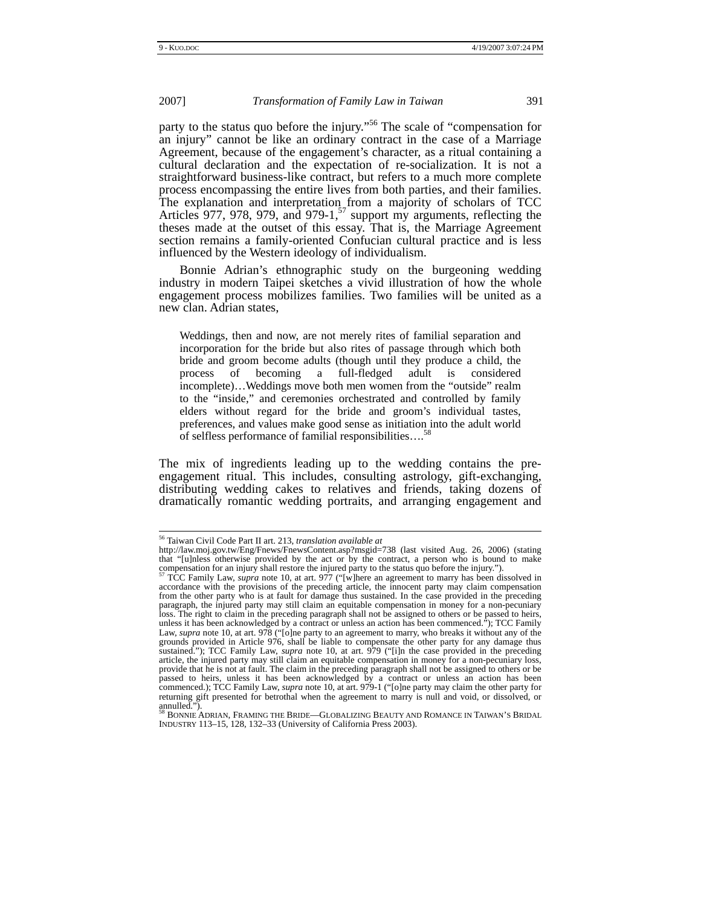party to the status quo before the injury."[56] The scale of "compensation for an injury" cannot be like an ordinary contract in the case of a Marriage Agreement, because of the engagement's character, as a ritual containing a cultural declaration and the expectation of re-socialization. It is not a straightforward business-like contract, but refers to a much more complete process encompassing the entire lives from both parties, and their families. The explanation and interpretation from a majority of scholars of TCC Articles 977, 978, 979, and 979-1,[57] support my arguments, reflecting the theses made at the outset of this essay. That is, the Marriage Agreement section remains a family-oriented Confucian cultural practice and is less influenced by the Western ideology of individualism.

Bonnie Adrian's ethnographic study on the burgeoning wedding industry in modern Taipei sketches a vivid illustration of how the whole engagement process mobilizes families. Two families will be united as a new clan. Adrian states,

> Weddings, then and now, are not merely rites of familial separation and incorporation for the bride but also rites of passage through which both bride and groom become adults (though until they produce a child, the process of becoming a full-fledged adult is considered incomplete)…Weddings move both men women from the "outside" realm to the "inside," and ceremonies orchestrated and controlled by family elders without regard for the bride and groom's individual tastes, preferences, and values make good sense as initiation into the adult world of selfless performance of familial responsibilities….[58]

The mix of ingredients leading up to the wedding contains the pre-engagement ritual. This includes, consulting astrology, gift-exchanging, distributing wedding cakes to relatives and friends, taking dozens of dramatically romantic wedding portraits, and arranging engagement and

---

[56] Taiwan Civil Code Part II art. 213, *translation available at* http://law.moj.gov.tw/Eng/Fnews/FnewsContent.asp?msgid=738 (last visited Aug. 26, 2006) (stating that "[u]nless otherwise provided by the act or by the contract, a person who is bound to make compensation for an injury shall restore the injured party to the status quo before the injury.").

[57] TCC Family Law, *supra* note 10, at art. 977 ("[w]here an agreement to marry has been dissolved in accordance with the provisions of the preceding article, the innocent party may claim compensation from the other party who is at fault for damage thus sustained. In the case provided in the preceding paragraph, the injured party may still claim an equitable compensation in money for a non-pecuniary loss. The right to claim in the preceding paragraph shall not be assigned to others or be passed to heirs, unless it has been acknowledged by a contract or unless an action has been commenced."); TCC Family Law, *supra* note 10, at art. 978 ("[o]ne party to an agreement to marry, who breaks it without any of the grounds provided in Article 976, shall be liable to compensate the other party for any damage thus sustained."); TCC Family Law, *supra* note 10, at art. 979 ("[i]n the case provided in the preceding article, the injured party may still claim an equitable compensation in money for a non-pecuniary loss, provide that he is not at fault. The claim in the preceding paragraph shall not be assigned to others or be passed to heirs, unless it has been acknowledged by a contract or unless an action has been commenced.); TCC Family Law, *supra* note 10, at art. 979-1 ("[o]ne party may claim the other party for returning gift presented for betrothal when the agreement to marry is null and void, or dissolved, or annulled.").

[58] BONNIE ADRIAN, FRAMING THE BRIDE—GLOBALIZING BEAUTY AND ROMANCE IN TAIWAN'S BRIDAL INDUSTRY 113–15, 128, 132–33 (University of California Press 2003).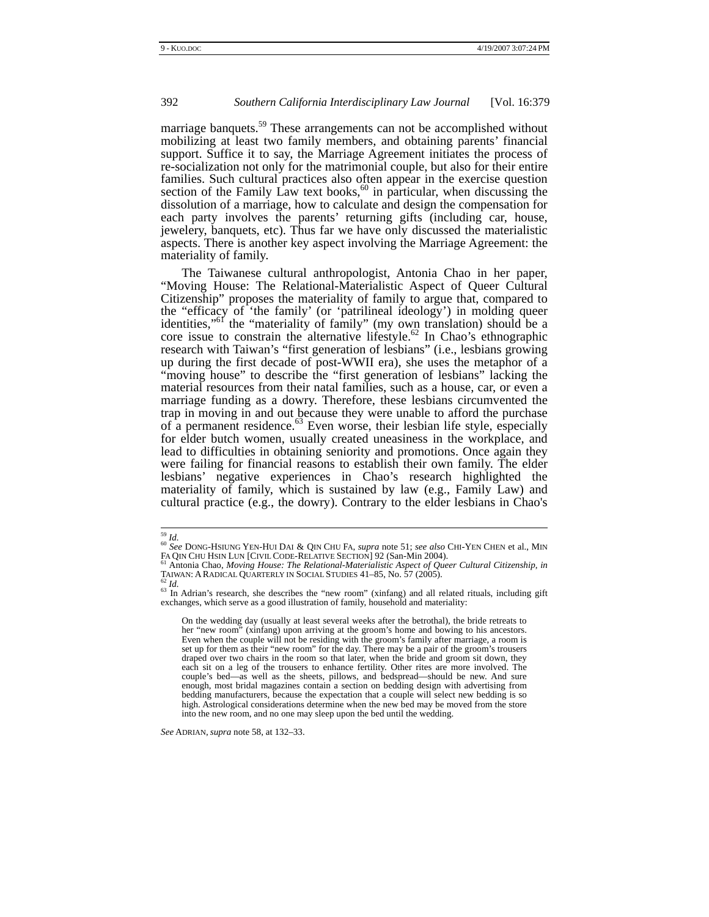marriage banquets.[59] These arrangements can not be accomplished without mobilizing at least two family members, and obtaining parents' financial support. Suffice it to say, the Marriage Agreement initiates the process of re-socialization not only for the matrimonial couple, but also for their entire families. Such cultural practices also often appear in the exercise question section of the Family Law text books,[60] in particular, when discussing the dissolution of a marriage, how to calculate and design the compensation for each party involves the parents' returning gifts (including car, house, jewelery, banquets, etc). Thus far we have only discussed the materialistic aspects. There is another key aspect involving the Marriage Agreement: the materiality of family.

The Taiwanese cultural anthropologist, Antonia Chao in her paper, "Moving House: The Relational-Materialistic Aspect of Queer Cultural Citizenship" proposes the materiality of family to argue that, compared to the "efficacy of 'the family' (or 'patrilineal ideology') in molding queer identities,"[61] the "materiality of family" (my own translation) should be a core issue to constrain the alternative lifestyle.[62] In Chao's ethnographic research with Taiwan's "first generation of lesbians" (i.e., lesbians growing up during the first decade of post-WWII era), she uses the metaphor of a "moving house" to describe the "first generation of lesbians" lacking the material resources from their natal families, such as a house, car, or even a marriage funding as a dowry. Therefore, these lesbians circumvented the trap in moving in and out because they were unable to afford the purchase of a permanent residence.[63] Even worse, their lesbian life style, especially for elder butch women, usually created uneasiness in the workplace, and lead to difficulties in obtaining seniority and promotions. Once again they were failing for financial reasons to establish their own family. The elder lesbians' negative experiences in Chao's research highlighted the materiality of family, which is sustained by law (e.g., Family Law) and cultural practice (e.g., the dowry). Contrary to the elder lesbians in Chao's

---

[59] *Id.*

[60] *See* DONG-HSIUNG YEN-HUI DAI & QIN CHU FA, *supra* note 51; *see also* CHI-YEN CHEN et al., MIN FA QIN CHU HSIN LUN [CIVIL CODE-RELATIVE SECTION] 92 (San-Min 2004).

[61] Antonia Chao, *Moving House: The Relational-Materialistic Aspect of Queer Cultural Citizenship*, *in* TAIWAN: A RADICAL QUARTERLY IN SOCIAL STUDIES 41–85, No. 57 (2005).

[62] *Id.*

[63] In Adrian's research, she describes the "new room" (xinfang) and all related rituals, including gift exchanges, which serve as a good illustration of family, household and materiality:

> On the wedding day (usually at least several weeks after the betrothal), the bride retreats to her "new room" (xinfang) upon arriving at the groom's home and bowing to his ancestors. Even when the couple will not be residing with the groom's family after marriage, a room is set up for them as their "new room" for the day. There may be a pair of the groom's trousers draped over two chairs in the room so that later, when the bride and groom sit down, they each sit on a leg of the trousers to enhance fertility. Other rites are more involved. The couple's bed—as well as the sheets, pillows, and bedspread—should be new. And sure enough, most bridal magazines contain a section on bedding design with advertising from bedding manufacturers, because the expectation that a couple will select new bedding is so high. Astrological considerations determine when the new bed may be moved from the store into the new room, and no one may sleep upon the bed until the wedding.

*See* ADRIAN, *supra* note 58, at 132–33.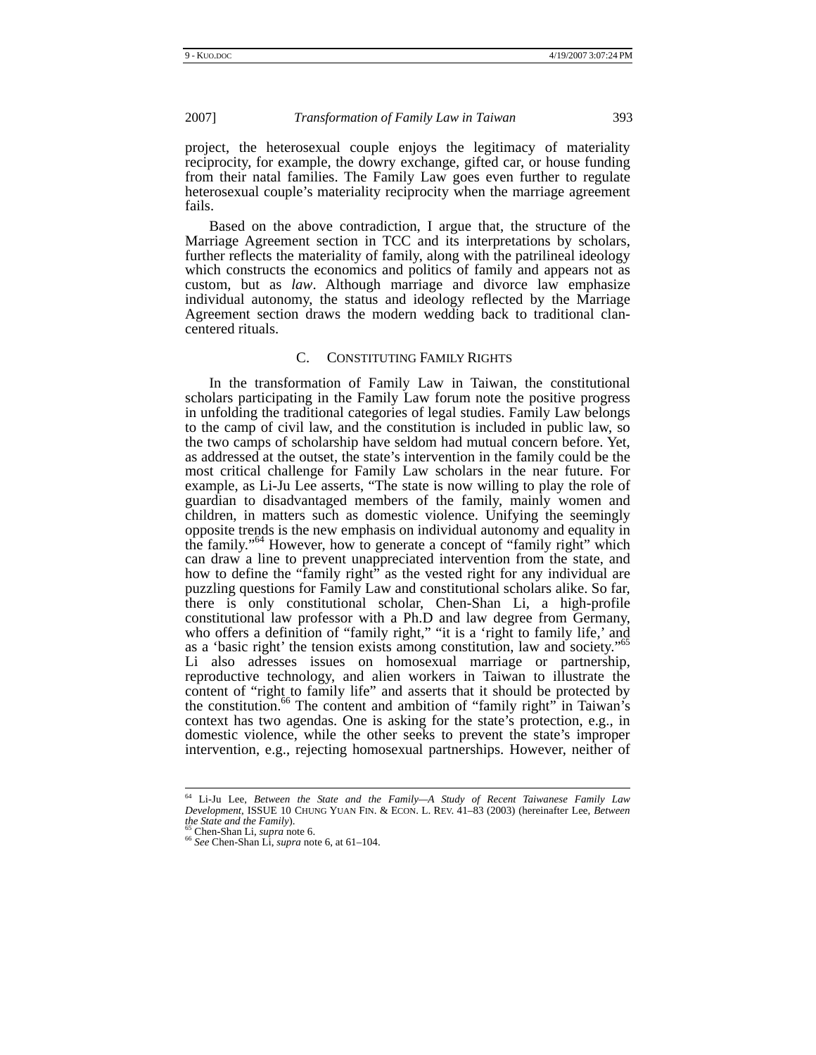project, the heterosexual couple enjoys the legitimacy of materiality reciprocity, for example, the dowry exchange, gifted car, or house funding from their natal families. The Family Law goes even further to regulate heterosexual couple's materiality reciprocity when the marriage agreement fails.

Based on the above contradiction, I argue that, the structure of the Marriage Agreement section in TCC and its interpretations by scholars, further reflects the materiality of family, along with the patrilineal ideology which constructs the economics and politics of family and appears not as custom, but as *law*. Although marriage and divorce law emphasize individual autonomy, the status and ideology reflected by the Marriage Agreement section draws the modern wedding back to traditional clan-centered rituals.

### C. Constituting Family Rights

In the transformation of Family Law in Taiwan, the constitutional scholars participating in the Family Law forum note the positive progress in unfolding the traditional categories of legal studies. Family Law belongs to the camp of civil law, and the constitution is included in public law, so the two camps of scholarship have seldom had mutual concern before. Yet, as addressed at the outset, the state's intervention in the family could be the most critical challenge for Family Law scholars in the near future. For example, as Li-Ju Lee asserts, "The state is now willing to play the role of guardian to disadvantaged members of the family, mainly women and children, in matters such as domestic violence. Unifying the seemingly opposite trends is the new emphasis on individual autonomy and equality in the family."[64] However, how to generate a concept of "family right" which can draw a line to prevent unappreciated intervention from the state, and how to define the "family right" as the vested right for any individual are puzzling questions for Family Law and constitutional scholars alike. So far, there is only constitutional scholar, Chen-Shan Li, a high-profile constitutional law professor with a Ph.D and law degree from Germany, who offers a definition of "family right," "it is a 'right to family life,' and as a 'basic right' the tension exists among constitution, law and society."[65] Li also adresses issues on homosexual marriage or partnership, reproductive technology, and alien workers in Taiwan to illustrate the content of "right to family life" and asserts that it should be protected by the constitution.[66] The content and ambition of "family right" in Taiwan's context has two agendas. One is asking for the state's protection, e.g., in domestic violence, while the other seeks to prevent the state's improper intervention, e.g., rejecting homosexual partnerships. However, neither of

---

[64] Li-Ju Lee, *Between the State and the Family—A Study of Recent Taiwanese Family Law Development*, ISSUE 10 Chung Yuan Fin. & Econ. L. Rev. 41–83 (2003) (hereinafter Lee, *Between the State and the Family*).

[65] Chen-Shan Li, *supra* note 6.

[66] *See* Chen-Shan Li, *supra* note 6, at 61–104.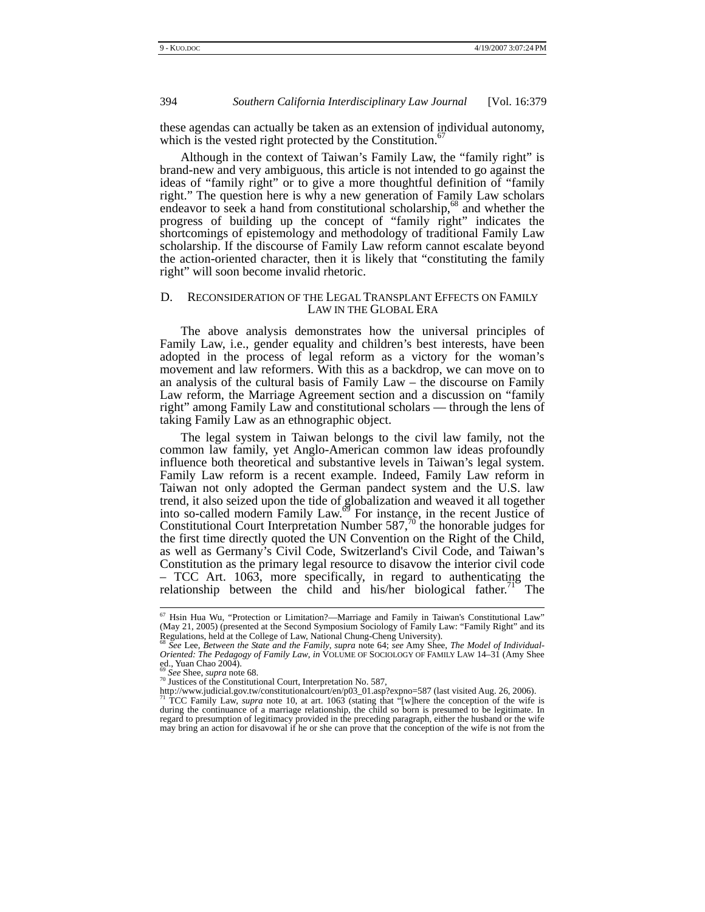these agendas can actually be taken as an extension of individual autonomy, which is the vested right protected by the Constitution.[67]

Although in the context of Taiwan's Family Law, the "family right" is brand-new and very ambiguous, this article is not intended to go against the ideas of "family right" or to give a more thoughtful definition of "family right." The question here is why a new generation of Family Law scholars endeavor to seek a hand from constitutional scholarship,[68] and whether the progress of building up the concept of "family right" indicates the shortcomings of epistemology and methodology of traditional Family Law scholarship. If the discourse of Family Law reform cannot escalate beyond the action-oriented character, then it is likely that "constituting the family right" will soon become invalid rhetoric.

### D. Reconsideration of the Legal Transplant Effects on Family Law in the Global Era

The above analysis demonstrates how the universal principles of Family Law, i.e., gender equality and children's best interests, have been adopted in the process of legal reform as a victory for the woman's movement and law reformers. With this as a backdrop, we can move on to an analysis of the cultural basis of Family Law – the discourse on Family Law reform, the Marriage Agreement section and a discussion on "family right" among Family Law and constitutional scholars — through the lens of taking Family Law as an ethnographic object.

The legal system in Taiwan belongs to the civil law family, not the common law family, yet Anglo-American common law ideas profoundly influence both theoretical and substantive levels in Taiwan's legal system. Family Law reform is a recent example. Indeed, Family Law reform in Taiwan not only adopted the German pandect system and the U.S. law trend, it also seized upon the tide of globalization and weaved it all together into so-called modern Family Law.[69] For instance, in the recent Justice of Constitutional Court Interpretation Number 587,[70] the honorable judges for the first time directly quoted the UN Convention on the Right of the Child, as well as Germany's Civil Code, Switzerland's Civil Code, and Taiwan's Constitution as the primary legal resource to disavow the interior civil code – TCC Art. 1063, more specifically, in regard to authenticating the relationship between the child and his/her biological father.[71] The

---

[67] Hsin Hua Wu, "Protection or Limitation?—Marriage and Family in Taiwan's Constitutional Law" (May 21, 2005) (presented at the Second Symposium Sociology of Family Law: "Family Right" and its Regulations, held at the College of Law, National Chung-Cheng University).

[68] *See* Lee, *Between the State and the Family*, *supra* note 64; *see* Amy Shee, *The Model of Individual-Oriented: The Pedagogy of Family Law*, *in* Volume of Sociology of Family Law 14–31 (Amy Shee ed., Yuan Chao 2004).

[69] *See* Shee, *supra* note 68.

[70] Justices of the Constitutional Court, Interpretation No. 587, http://www.judicial.gov.tw/constitutionalcourt/en/p03_01.asp?expno=587 (last visited Aug. 26, 2006).

[71] TCC Family Law, *supra* note 10, at art. 1063 (stating that "[w]here the conception of the wife is during the continuance of a marriage relationship, the child so born is presumed to be legitimate. In regard to presumption of legitimacy provided in the preceding paragraph, either the husband or the wife may bring an action for disavowal if he or she can prove that the conception of the wife is not from the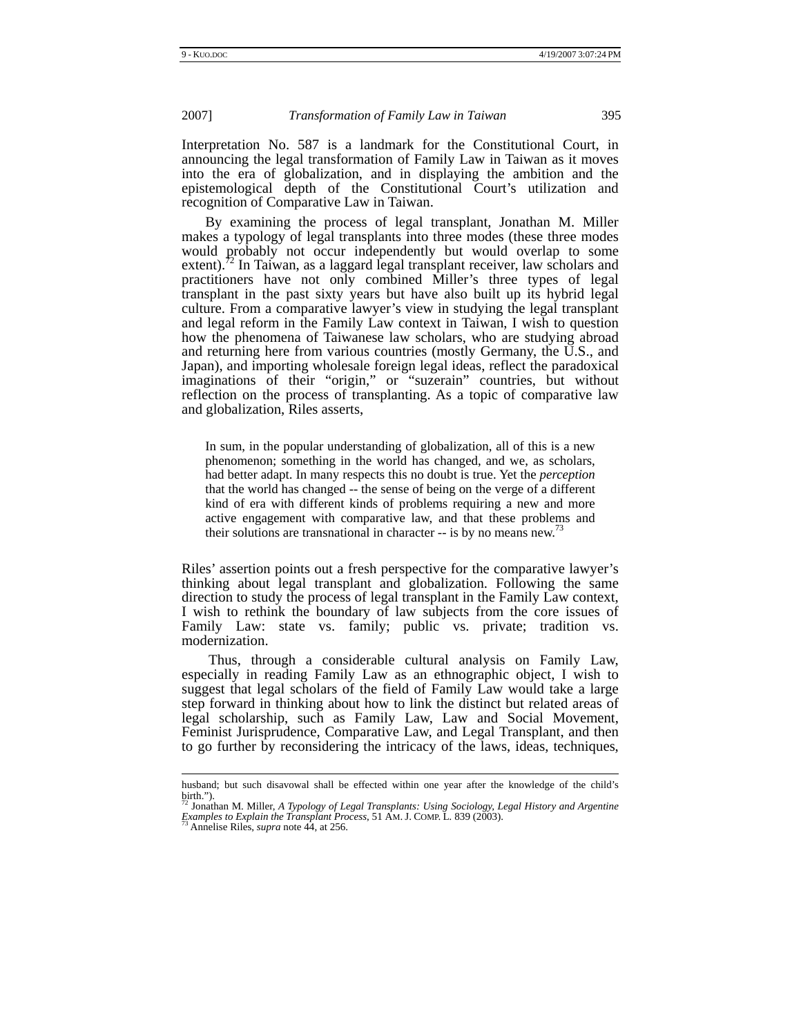Interpretation No. 587 is a landmark for the Constitutional Court, in announcing the legal transformation of Family Law in Taiwan as it moves into the era of globalization, and in displaying the ambition and the epistemological depth of the Constitutional Court's utilization and recognition of Comparative Law in Taiwan.

By examining the process of legal transplant, Jonathan M. Miller makes a typology of legal transplants into three modes (these three modes would probably not occur independently but would overlap to some extent).[72] In Taiwan, as a laggard legal transplant receiver, law scholars and practitioners have not only combined Miller's three types of legal transplant in the past sixty years but have also built up its hybrid legal culture. From a comparative lawyer's view in studying the legal transplant and legal reform in the Family Law context in Taiwan, I wish to question how the phenomena of Taiwanese law scholars, who are studying abroad and returning here from various countries (mostly Germany, the U.S., and Japan), and importing wholesale foreign legal ideas, reflect the paradoxical imaginations of their "origin," or "suzerain" countries, but without reflection on the process of transplanting. As a topic of comparative law and globalization, Riles asserts,

> In sum, in the popular understanding of globalization, all of this is a new phenomenon; something in the world has changed, and we, as scholars, had better adapt. In many respects this no doubt is true. Yet the *perception* that the world has changed -- the sense of being on the verge of a different kind of era with different kinds of problems requiring a new and more active engagement with comparative law, and that these problems and their solutions are transnational in character -- is by no means new.[73]

Riles' assertion points out a fresh perspective for the comparative lawyer's thinking about legal transplant and globalization. Following the same direction to study the process of legal transplant in the Family Law context, I wish to rethink the boundary of law subjects from the core issues of Family Law: state vs. family; public vs. private; tradition vs. modernization.

Thus, through a considerable cultural analysis on Family Law, especially in reading Family Law as an ethnographic object, I wish to suggest that legal scholars of the field of Family Law would take a large step forward in thinking about how to link the distinct but related areas of legal scholarship, such as Family Law, Law and Social Movement, Feminist Jurisprudence, Comparative Law, and Legal Transplant, and then to go further by reconsidering the intricacy of the laws, ideas, techniques,

---

husband; but such disavowal shall be effected within one year after the knowledge of the child's birth.").

[72] Jonathan M. Miller, *A Typology of Legal Transplants: Using Sociology, Legal History and Argentine Examples to Explain the Transplant Process*, 51 AM. J. COMP. L. 839 (2003).

[73] Annelise Riles, *supra* note 44, at 256.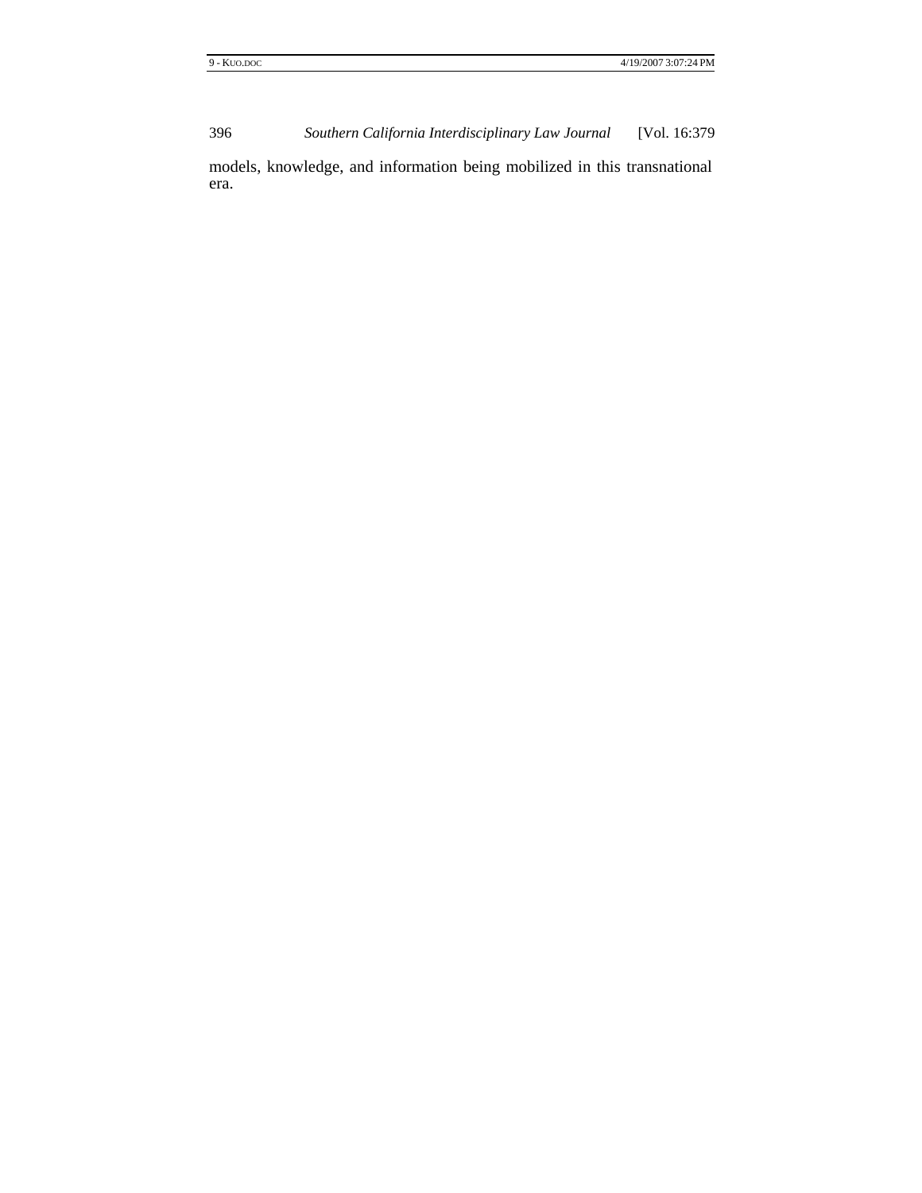models, knowledge, and information being mobilized in this transnational era.